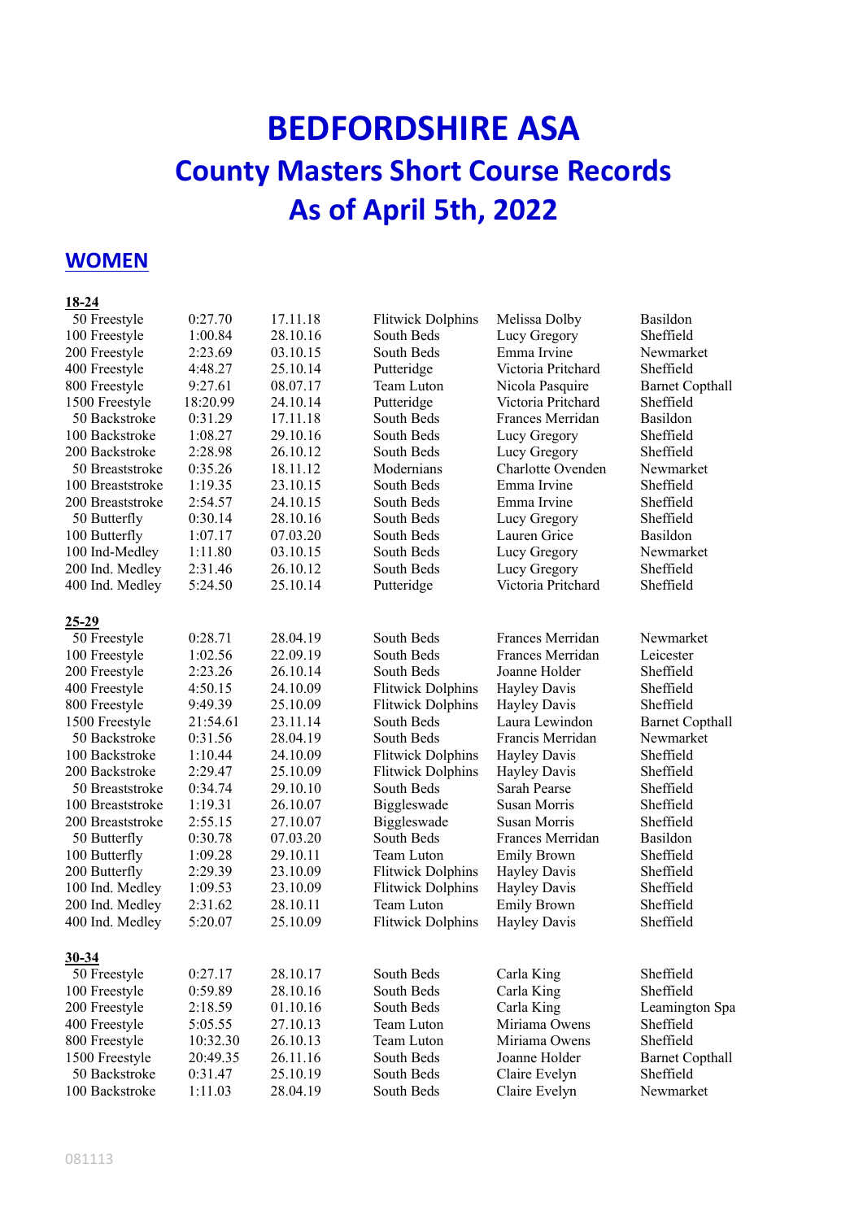# BEDFORDSHIRE ASA
## County Masters Short Course Records
## As of April 5th, 2022

## WOMEN

**18-24**

| Event | Time | Date | Club | Name | Venue |
|---|---|---|---|---|---|
| 50 Freestyle | 0:27.70 | 17.11.18 | Flitwick Dolphins | Melissa Dolby | Basildon |
| 100 Freestyle | 1:00.84 | 28.10.16 | South Beds | Lucy Gregory | Sheffield |
| 200 Freestyle | 2:23.69 | 03.10.15 | South Beds | Emma Irvine | Newmarket |
| 400 Freestyle | 4:48.27 | 25.10.14 | Putteridge | Victoria Pritchard | Sheffield |
| 800 Freestyle | 9:27.61 | 08.07.17 | Team Luton | Nicola Pasquire | Barnet Copthall |
| 1500 Freestyle | 18:20.99 | 24.10.14 | Putteridge | Victoria Pritchard | Sheffield |
| 50 Backstroke | 0:31.29 | 17.11.18 | South Beds | Frances Merridan | Basildon |
| 100 Backstroke | 1:08.27 | 29.10.16 | South Beds | Lucy Gregory | Sheffield |
| 200 Backstroke | 2:28.98 | 26.10.12 | South Beds | Lucy Gregory | Sheffield |
| 50 Breaststroke | 0:35.26 | 18.11.12 | Modernians | Charlotte Ovenden | Newmarket |
| 100 Breaststroke | 1:19.35 | 23.10.15 | South Beds | Emma Irvine | Sheffield |
| 200 Breaststroke | 2:54.57 | 24.10.15 | South Beds | Emma Irvine | Sheffield |
| 50 Butterfly | 0:30.14 | 28.10.16 | South Beds | Lucy Gregory | Sheffield |
| 100 Butterfly | 1:07.17 | 07.03.20 | South Beds | Lauren Grice | Basildon |
| 100 Ind-Medley | 1:11.80 | 03.10.15 | South Beds | Lucy Gregory | Newmarket |
| 200 Ind. Medley | 2:31.46 | 26.10.12 | South Beds | Lucy Gregory | Sheffield |
| 400 Ind. Medley | 5:24.50 | 25.10.14 | Putteridge | Victoria Pritchard | Sheffield |

**25-29**

| Event | Time | Date | Club | Name | Venue |
|---|---|---|---|---|---|
| 50 Freestyle | 0:28.71 | 28.04.19 | South Beds | Frances Merridan | Newmarket |
| 100 Freestyle | 1:02.56 | 22.09.19 | South Beds | Frances Merridan | Leicester |
| 200 Freestyle | 2:23.26 | 26.10.14 | South Beds | Joanne Holder | Sheffield |
| 400 Freestyle | 4:50.15 | 24.10.09 | Flitwick Dolphins | Hayley Davis | Sheffield |
| 800 Freestyle | 9:49.39 | 25.10.09 | Flitwick Dolphins | Hayley Davis | Sheffield |
| 1500 Freestyle | 21:54.61 | 23.11.14 | South Beds | Laura Lewindon | Barnet Copthall |
| 50 Backstroke | 0:31.56 | 28.04.19 | South Beds | Francis Merridan | Newmarket |
| 100 Backstroke | 1:10.44 | 24.10.09 | Flitwick Dolphins | Hayley Davis | Sheffield |
| 200 Backstroke | 2:29.47 | 25.10.09 | Flitwick Dolphins | Hayley Davis | Sheffield |
| 50 Breaststroke | 0:34.74 | 29.10.10 | South Beds | Sarah Pearse | Sheffield |
| 100 Breaststroke | 1:19.31 | 26.10.07 | Biggleswade | Susan Morris | Sheffield |
| 200 Breaststroke | 2:55.15 | 27.10.07 | Biggleswade | Susan Morris | Sheffield |
| 50 Butterfly | 0:30.78 | 07.03.20 | South Beds | Frances Merridan | Basildon |
| 100 Butterfly | 1:09.28 | 29.10.11 | Team Luton | Emily Brown | Sheffield |
| 200 Butterfly | 2:29.39 | 23.10.09 | Flitwick Dolphins | Hayley Davis | Sheffield |
| 100 Ind. Medley | 1:09.53 | 23.10.09 | Flitwick Dolphins | Hayley Davis | Sheffield |
| 200 Ind. Medley | 2:31.62 | 28.10.11 | Team Luton | Emily Brown | Sheffield |
| 400 Ind. Medley | 5:20.07 | 25.10.09 | Flitwick Dolphins | Hayley Davis | Sheffield |

**30-34**

| Event | Time | Date | Club | Name | Venue |
|---|---|---|---|---|---|
| 50 Freestyle | 0:27.17 | 28.10.17 | South Beds | Carla King | Sheffield |
| 100 Freestyle | 0:59.89 | 28.10.16 | South Beds | Carla King | Sheffield |
| 200 Freestyle | 2:18.59 | 01.10.16 | South Beds | Carla King | Leamington Spa |
| 400 Freestyle | 5:05.55 | 27.10.13 | Team Luton | Miriama Owens | Sheffield |
| 800 Freestyle | 10:32.30 | 26.10.13 | Team Luton | Miriama Owens | Sheffield |
| 1500 Freestyle | 20:49.35 | 26.11.16 | South Beds | Joanne Holder | Barnet Copthall |
| 50 Backstroke | 0:31.47 | 25.10.19 | South Beds | Claire Evelyn | Sheffield |
| 100 Backstroke | 1:11.03 | 28.04.19 | South Beds | Claire Evelyn | Newmarket |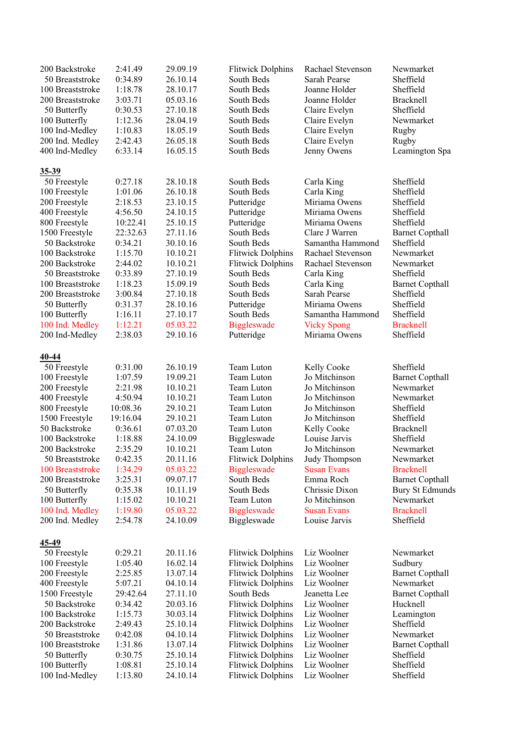| | | | | | |
|---|---|---|---|---|---|
| 200 Backstroke | 2:41.49 | 29.09.19 | Flitwick Dolphins | Rachael Stevenson | Newmarket |
| 50 Breaststroke | 0:34.89 | 26.10.14 | South Beds | Sarah Pearse | Sheffield |
| 100 Breaststroke | 1:18.78 | 28.10.17 | South Beds | Joanne Holder | Sheffield |
| 200 Breaststroke | 3:03.71 | 05.03.16 | South Beds | Joanne Holder | Bracknell |
| 50 Butterfly | 0:30.53 | 27.10.18 | South Beds | Claire Evelyn | Sheffield |
| 100 Butterfly | 1:12.36 | 28.04.19 | South Beds | Claire Evelyn | Newmarket |
| 100 Ind-Medley | 1:10.83 | 18.05.19 | South Beds | Claire Evelyn | Rugby |
| 200 Ind. Medley | 2:42.43 | 26.05.18 | South Beds | Claire Evelyn | Rugby |
| 400 Ind-Medley | 6:33.14 | 16.05.15 | South Beds | Jenny Owens | Leamington Spa |

**35-39**

| | | | | | |
|---|---|---|---|---|---|
| 50 Freestyle | 0:27.18 | 28.10.18 | South Beds | Carla King | Sheffield |
| 100 Freestyle | 1:01.06 | 26.10.18 | South Beds | Carla King | Sheffield |
| 200 Freestyle | 2:18.53 | 23.10.15 | Putteridge | Miriama Owens | Sheffield |
| 400 Freestyle | 4:56.50 | 24.10.15 | Putteridge | Miriama Owens | Sheffield |
| 800 Freestyle | 10:22.41 | 25.10.15 | Putteridge | Miriama Owens | Sheffield |
| 1500 Freestyle | 22:32.63 | 27.11.16 | South Beds | Clare J Warren | Barnet Copthall |
| 50 Backstroke | 0:34.21 | 30.10.16 | South Beds | Samantha Hammond | Sheffield |
| 100 Backstroke | 1:15.70 | 10.10.21 | Flitwick Dolphins | Rachael Stevenson | Newmarket |
| 200 Backstroke | 2:44.02 | 10.10.21 | Flitwick Dolphins | Rachael Stevenson | Newmarket |
| 50 Breaststroke | 0:33.89 | 27.10.19 | South Beds | Carla King | Sheffield |
| 100 Breaststroke | 1:18.23 | 15.09.19 | South Beds | Carla King | Barnet Copthall |
| 200 Breaststroke | 3:00.84 | 27.10.18 | South Beds | Sarah Pearse | Sheffield |
| 50 Butterfly | 0:31.37 | 28.10.16 | Putteridge | Miriama Owens | Sheffield |
| 100 Butterfly | 1:16.11 | 27.10.17 | South Beds | Samantha Hammond | Sheffield |
| 100 Ind. Medley | 1:12.21 | 05.03.22 | Biggleswade | Vicky Spong | Bracknell |
| 200 Ind-Medley | 2:38.03 | 29.10.16 | Putteridge | Miriama Owens | Sheffield |

**40-44**

| | | | | | |
|---|---|---|---|---|---|
| 50 Freestyle | 0:31.00 | 26.10.19 | Team Luton | Kelly Cooke | Sheffield |
| 100 Freestyle | 1:07.59 | 19.09.21 | Team Luton | Jo Mitchinson | Barnet Copthall |
| 200 Freestyle | 2:21.98 | 10.10.21 | Team Luton | Jo Mitchinson | Newmarket |
| 400 Freestyle | 4:50.94 | 10.10.21 | Team Luton | Jo Mitchinson | Newmarket |
| 800 Freestyle | 10:08.36 | 29.10.21 | Team Luton | Jo Mitchinson | Sheffield |
| 1500 Freestyle | 19:16.04 | 29.10.21 | Team Luton | Jo Mitchinson | Sheffield |
| 50 Backstroke | 0:36.61 | 07.03.20 | Team Luton | Kelly Cooke | Bracknell |
| 100 Backstroke | 1:18.88 | 24.10.09 | Biggleswade | Louise Jarvis | Sheffield |
| 200 Backstroke | 2:35.29 | 10.10.21 | Team Luton | Jo Mitchinson | Newmarket |
| 50 Breaststroke | 0:42.35 | 20.11.16 | Flitwick Dolphins | Judy Thompson | Newmarket |
| 100 Breaststroke | 1:34.29 | 05.03.22 | Biggleswade | Susan Evans | Bracknell |
| 200 Breaststroke | 3:25.31 | 09.07.17 | South Beds | Emma Roch | Barnet Copthall |
| 50 Butterfly | 0:35.38 | 10.11.19 | South Beds | Chrissie Dixon | Bury St Edmunds |
| 100 Butterfly | 1:15.02 | 10.10.21 | Team Luton | Jo Mitchinson | Newmarket |
| 100 Ind. Medley | 1:19.80 | 05.03.22 | Biggleswade | Susan Evans | Bracknell |
| 200 Ind. Medley | 2:54.78 | 24.10.09 | Biggleswade | Louise Jarvis | Sheffield |

**45-49**

| | | | | | |
|---|---|---|---|---|---|
| 50 Freestyle | 0:29.21 | 20.11.16 | Flitwick Dolphins | Liz Woolner | Newmarket |
| 100 Freestyle | 1:05.40 | 16.02.14 | Flitwick Dolphins | Liz Woolner | Sudbury |
| 200 Freestyle | 2:25.85 | 13.07.14 | Flitwick Dolphins | Liz Woolner | Barnet Copthall |
| 400 Freestyle | 5:07.21 | 04.10.14 | Flitwick Dolphins | Liz Woolner | Newmarket |
| 1500 Freestyle | 29:42.64 | 27.11.10 | South Beds | Jeanetta Lee | Barnet Copthall |
| 50 Backstroke | 0:34.42 | 20.03.16 | Flitwick Dolphins | Liz Woolner | Hucknell |
| 100 Backstroke | 1:15.73 | 30.03.14 | Flitwick Dolphins | Liz Woolner | Leamington |
| 200 Backstroke | 2:49.43 | 25.10.14 | Flitwick Dolphins | Liz Woolner | Sheffield |
| 50 Breaststroke | 0:42.08 | 04.10.14 | Flitwick Dolphins | Liz Woolner | Newmarket |
| 100 Breaststroke | 1:31.86 | 13.07.14 | Flitwick Dolphins | Liz Woolner | Barnet Copthall |
| 50 Butterfly | 0:30.75 | 25.10.14 | Flitwick Dolphins | Liz Woolner | Sheffield |
| 100 Butterfly | 1:08.81 | 25.10.14 | Flitwick Dolphins | Liz Woolner | Sheffield |
| 100 Ind-Medley | 1:13.80 | 24.10.14 | Flitwick Dolphins | Liz Woolner | Sheffield |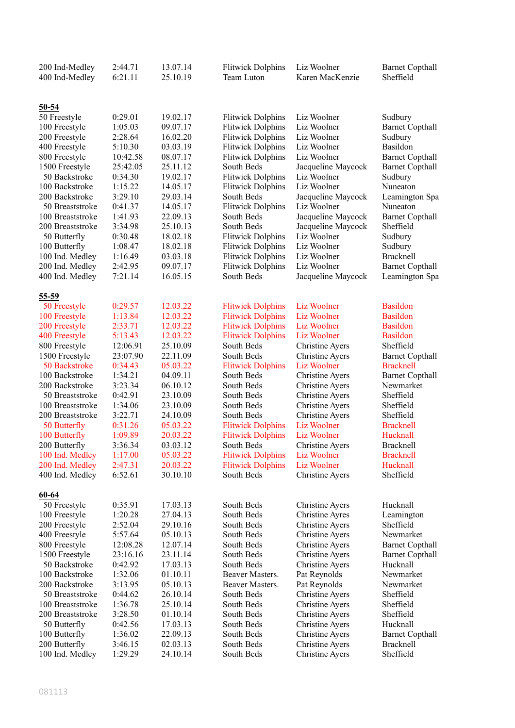| | | | | | |
|---|---|---|---|---|---|
| 200 Ind-Medley | 2:44.71 | 13.07.14 | Flitwick Dolphins | Liz Woolner | Barnet Copthall |
| 400 Ind-Medley | 6:21.11 | 25.10.19 | Team Luton | Karen MacKenzie | Sheffield |

**50-54**

| | | | | | |
|---|---|---|---|---|---|
| 50 Freestyle | 0:29.01 | 19.02.17 | Flitwick Dolphins | Liz Woolner | Sudbury |
| 100 Freestyle | 1:05.03 | 09.07.17 | Flitwick Dolphins | Liz Woolner | Barnet Copthall |
| 200 Freestyle | 2:28.64 | 16.02.20 | Flitwick Dolphins | Liz Woolner | Sudbury |
| 400 Freestyle | 5:10.30 | 03.03.19 | Flitwick Dolphins | Liz Woolner | Basildon |
| 800 Freestyle | 10:42.58 | 08.07.17 | Flitwick Dolphins | Liz Woolner | Barnet Copthall |
| 1500 Freestyle | 25:42.05 | 25.11.12 | South Beds | Jacqueline Maycock | Barnet Copthall |
| 50 Backstroke | 0:34.30 | 19.02.17 | Flitwick Dolphins | Liz Woolner | Sudbury |
| 100 Backstroke | 1:15.22 | 14.05.17 | Flitwick Dolphins | Liz Woolner | Nuneaton |
| 200 Backstroke | 3:29.10 | 29.03.14 | South Beds | Jacqueline Maycock | Leamington Spa |
| 50 Breaststroke | 0:41.37 | 14.05.17 | Flitwick Dolphins | Liz Woolner | Nuneaton |
| 100 Breaststroke | 1:41.93 | 22.09.13 | South Beds | Jacqueline Maycock | Barnet Copthall |
| 200 Breaststroke | 3:34.98 | 25.10.13 | South Beds | Jacqueline Maycock | Sheffield |
| 50 Butterfly | 0:30.48 | 18.02.18 | Flitwick Dolphins | Liz Woolner | Sudbury |
| 100 Butterfly | 1:08.47 | 18.02.18 | Flitwick Dolphins | Liz Woolner | Sudbury |
| 100 Ind. Medley | 1:16.49 | 03.03.18 | Flitwick Dolphins | Liz Woolner | Bracknell |
| 200 Ind. Medley | 2:42.95 | 09.07.17 | Flitwick Dolphins | Liz Woolner | Barnet Copthall |
| 400 Ind. Medley | 7:21.14 | 16.05.15 | South Beds | Jacqueline Maycock | Leamington Spa |

**55-59**

| | | | | | |
|---|---|---|---|---|---|
| 50 Freestyle | 0:29.57 | 12.03.22 | Flitwick Dolphins | Liz Woolner | Basildon |
| 100 Freestyle | 1:13.84 | 12.03.22 | Flitwick Dolphins | Liz Woolner | Basildon |
| 200 Freestyle | 2:33.71 | 12.03.22 | Flitwick Dolphins | Liz Woolner | Basildon |
| 400 Freestyle | 5:13.43 | 12.03.22 | Flitwick Dolphins | Liz Woolner | Basildon |
| 800 Freestyle | 12:06.91 | 25.10.09 | South Beds | Christine Ayers | Sheffield |
| 1500 Freestyle | 23:07.90 | 22.11.09 | South Beds | Christine Ayers | Barnet Copthall |
| 50 Backstroke | 0:34.43 | 05.03.22 | Flitwick Dolphins | Liz Woolner | Bracknell |
| 100 Backstroke | 1:34.21 | 04.09.11 | South Beds | Christine Ayers | Barnet Copthall |
| 200 Backstroke | 3:23.34 | 06.10.12 | South Beds | Christine Ayers | Newmarket |
| 50 Breaststroke | 0:42.91 | 23.10.09 | South Beds | Christine Ayers | Sheffield |
| 100 Breaststroke | 1:34.06 | 23.10.09 | South Beds | Christine Ayers | Sheffield |
| 200 Breaststroke | 3:22.71 | 24.10.09 | South Beds | Christine Ayers | Sheffield |
| 50 Butterfly | 0:31.26 | 05.03.22 | Flitwick Dolphins | Liz Woolner | Bracknell |
| 100 Butterfly | 1:09.89 | 20.03.22 | Flitwick Dolphins | Liz Woolner | Hucknall |
| 200 Butterfly | 3:36.34 | 03.03.12 | South Beds | Christine Ayers | Bracknell |
| 100 Ind. Medley | 1:17.00 | 05.03.22 | Flitwick Dolphins | Liz Woolner | Bracknell |
| 200 Ind. Medley | 2:47.31 | 20.03.22 | Flitwick Dolphins | Liz Woolner | Hucknall |
| 400 Ind. Medley | 6:52.61 | 30.10.10 | South Beds | Christine Ayers | Sheffield |

**60-64**

| | | | | | |
|---|---|---|---|---|---|
| 50 Freestyle | 0:35.91 | 17.03.13 | South Beds | Christine Ayers | Hucknall |
| 100 Freestyle | 1:20.28 | 27.04.13 | South Beds | Christine Ayres | Leamington |
| 200 Freestyle | 2:52.04 | 29.10.16 | South Beds | Christine Ayers | Sheffield |
| 400 Freestyle | 5:57.64 | 05.10.13 | South Beds | Christine Ayers | Newmarket |
| 800 Freestyle | 12:08.28 | 12.07.14 | South Beds | Christine Ayers | Barnet Copthall |
| 1500 Freestyle | 23:16.16 | 23.11.14 | South Beds | Christine Ayers | Barnet Copthall |
| 50 Backstroke | 0:42.92 | 17.03.13 | South Beds | Christine Ayers | Hucknall |
| 100 Backstroke | 1:32.06 | 01.10.11 | Beaver Masters. | Pat Reynolds | Newmarket |
| 200 Backstroke | 3:13.95 | 05.10.13 | Beaver Masters. | Pat Reynolds | Newmarket |
| 50 Breaststroke | 0:44.62 | 26.10.14 | South Beds | Christine Ayers | Sheffield |
| 100 Breaststroke | 1:36.78 | 25.10.14 | South Beds | Christine Ayers | Sheffield |
| 200 Breaststroke | 3:28.50 | 01.10.14 | South Beds | Christine Ayers | Sheffield |
| 50 Butterfly | 0:42.56 | 17.03.13 | South Beds | Christine Ayers | Hucknall |
| 100 Butterfly | 1:36.02 | 22.09.13 | South Beds | Christine Ayers | Barnet Copthall |
| 200 Butterfly | 3:46.15 | 02.03.13 | South Beds | Christine Ayers | Bracknell |
| 100 Ind. Medley | 1:29.29 | 24.10.14 | South Beds | Christine Ayers | Sheffield |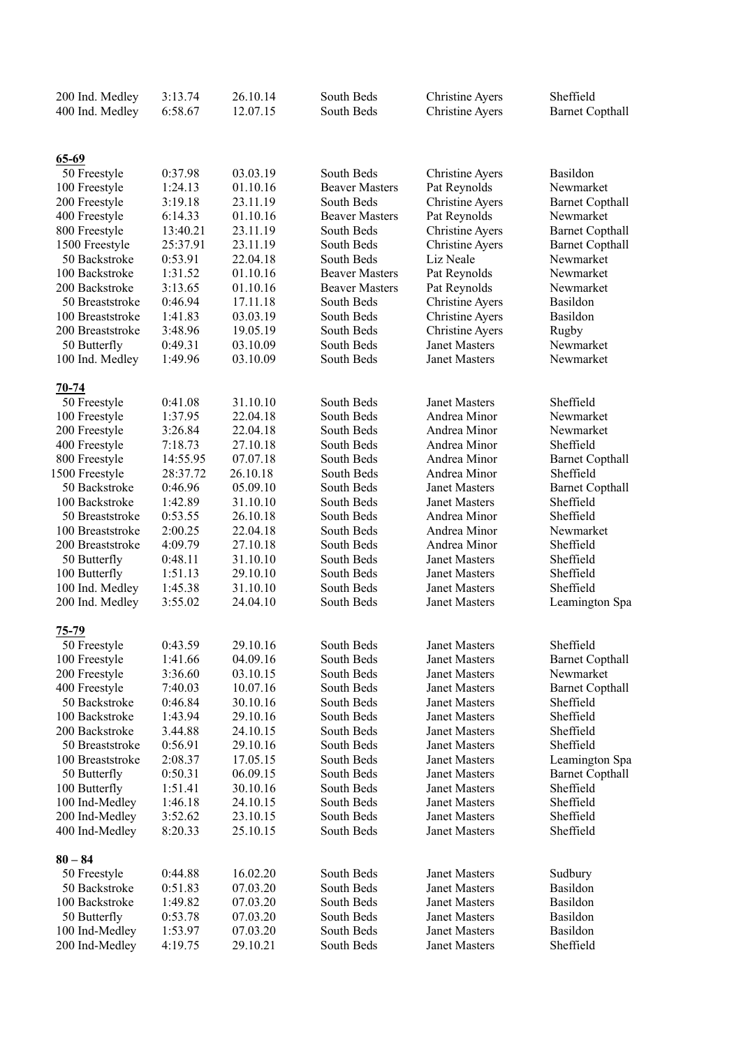| | | | | | |
|---|---|---|---|---|---|
| 200 Ind. Medley | 3:13.74 | 26.10.14 | South Beds | Christine Ayers | Sheffield |
| 400 Ind. Medley | 6:58.67 | 12.07.15 | South Beds | Christine Ayers | Barnet Copthall |

**65-69**

| | | | | | |
|---|---|---|---|---|---|
| 50 Freestyle | 0:37.98 | 03.03.19 | South Beds | Christine Ayers | Basildon |
| 100 Freestyle | 1:24.13 | 01.10.16 | Beaver Masters | Pat Reynolds | Newmarket |
| 200 Freestyle | 3:19.18 | 23.11.19 | South Beds | Christine Ayers | Barnet Copthall |
| 400 Freestyle | 6:14.33 | 01.10.16 | Beaver Masters | Pat Reynolds | Newmarket |
| 800 Freestyle | 13:40.21 | 23.11.19 | South Beds | Christine Ayers | Barnet Copthall |
| 1500 Freestyle | 25:37.91 | 23.11.19 | South Beds | Christine Ayers | Barnet Copthall |
| 50 Backstroke | 0:53.91 | 22.04.18 | South Beds | Liz Neale | Newmarket |
| 100 Backstroke | 1:31.52 | 01.10.16 | Beaver Masters | Pat Reynolds | Newmarket |
| 200 Backstroke | 3:13.65 | 01.10.16 | Beaver Masters | Pat Reynolds | Newmarket |
| 50 Breaststroke | 0:46.94 | 17.11.18 | South Beds | Christine Ayers | Basildon |
| 100 Breaststroke | 1:41.83 | 03.03.19 | South Beds | Christine Ayers | Basildon |
| 200 Breaststroke | 3:48.96 | 19.05.19 | South Beds | Christine Ayers | Rugby |
| 50 Butterfly | 0:49.31 | 03.10.09 | South Beds | Janet Masters | Newmarket |
| 100 Ind. Medley | 1:49.96 | 03.10.09 | South Beds | Janet Masters | Newmarket |

**70-74**

| | | | | | |
|---|---|---|---|---|---|
| 50 Freestyle | 0:41.08 | 31.10.10 | South Beds | Janet Masters | Sheffield |
| 100 Freestyle | 1:37.95 | 22.04.18 | South Beds | Andrea Minor | Newmarket |
| 200 Freestyle | 3:26.84 | 22.04.18 | South Beds | Andrea Minor | Newmarket |
| 400 Freestyle | 7:18.73 | 27.10.18 | South Beds | Andrea Minor | Sheffield |
| 800 Freestyle | 14:55.95 | 07.07.18 | South Beds | Andrea Minor | Barnet Copthall |
| 1500 Freestyle | 28:37.72 | 26.10.18 | South Beds | Andrea Minor | Sheffield |
| 50 Backstroke | 0:46.96 | 05.09.10 | South Beds | Janet Masters | Barnet Copthall |
| 100 Backstroke | 1:42.89 | 31.10.10 | South Beds | Janet Masters | Sheffield |
| 50 Breaststroke | 0:53.55 | 26.10.18 | South Beds | Andrea Minor | Sheffield |
| 100 Breaststroke | 2:00.25 | 22.04.18 | South Beds | Andrea Minor | Newmarket |
| 200 Breaststroke | 4:09.79 | 27.10.18 | South Beds | Andrea Minor | Sheffield |
| 50 Butterfly | 0:48.11 | 31.10.10 | South Beds | Janet Masters | Sheffield |
| 100 Butterfly | 1:51.13 | 29.10.10 | South Beds | Janet Masters | Sheffield |
| 100 Ind. Medley | 1:45.38 | 31.10.10 | South Beds | Janet Masters | Sheffield |
| 200 Ind. Medley | 3:55.02 | 24.04.10 | South Beds | Janet Masters | Leamington Spa |

**75-79**

| | | | | | |
|---|---|---|---|---|---|
| 50 Freestyle | 0:43.59 | 29.10.16 | South Beds | Janet Masters | Sheffield |
| 100 Freestyle | 1:41.66 | 04.09.16 | South Beds | Janet Masters | Barnet Copthall |
| 200 Freestyle | 3:36.60 | 03.10.15 | South Beds | Janet Masters | Newmarket |
| 400 Freestyle | 7:40.03 | 10.07.16 | South Beds | Janet Masters | Barnet Copthall |
| 50 Backstroke | 0:46.84 | 30.10.16 | South Beds | Janet Masters | Sheffield |
| 100 Backstroke | 1:43.94 | 29.10.16 | South Beds | Janet Masters | Sheffield |
| 200 Backstroke | 3.44.88 | 24.10.15 | South Beds | Janet Masters | Sheffield |
| 50 Breaststroke | 0:56.91 | 29.10.16 | South Beds | Janet Masters | Sheffield |
| 100 Breaststroke | 2:08.37 | 17.05.15 | South Beds | Janet Masters | Leamington Spa |
| 50 Butterfly | 0:50.31 | 06.09.15 | South Beds | Janet Masters | Barnet Copthall |
| 100 Butterfly | 1:51.41 | 30.10.16 | South Beds | Janet Masters | Sheffield |
| 100 Ind-Medley | 1:46.18 | 24.10.15 | South Beds | Janet Masters | Sheffield |
| 200 Ind-Medley | 3:52.62 | 23.10.15 | South Beds | Janet Masters | Sheffield |
| 400 Ind-Medley | 8:20.33 | 25.10.15 | South Beds | Janet Masters | Sheffield |

**80 – 84**

| | | | | | |
|---|---|---|---|---|---|
| 50 Freestyle | 0:44.88 | 16.02.20 | South Beds | Janet Masters | Sudbury |
| 50 Backstroke | 0:51.83 | 07.03.20 | South Beds | Janet Masters | Basildon |
| 100 Backstroke | 1:49.82 | 07.03.20 | South Beds | Janet Masters | Basildon |
| 50 Butterfly | 0:53.78 | 07.03.20 | South Beds | Janet Masters | Basildon |
| 100 Ind-Medley | 1:53.97 | 07.03.20 | South Beds | Janet Masters | Basildon |
| 200 Ind-Medley | 4:19.75 | 29.10.21 | South Beds | Janet Masters | Sheffield |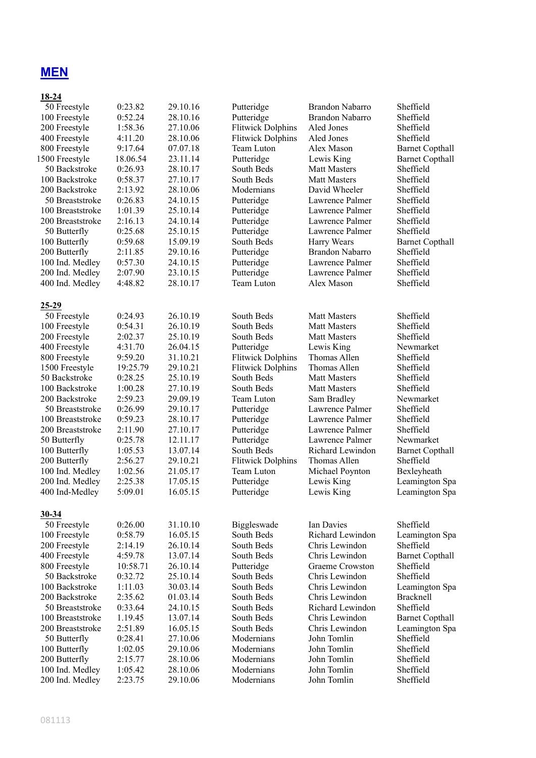# MEN

### 18-24

| Event | Time | Date | Club | Name | Venue |
|---|---|---|---|---|---|
| 50 Freestyle | 0:23.82 | 29.10.16 | Putteridge | Brandon Nabarro | Sheffield |
| 100 Freestyle | 0:52.24 | 28.10.16 | Putteridge | Brandon Nabarro | Sheffield |
| 200 Freestyle | 1:58.36 | 27.10.06 | Flitwick Dolphins | Aled Jones | Sheffield |
| 400 Freestyle | 4:11.20 | 28.10.06 | Flitwick Dolphins | Aled Jones | Sheffield |
| 800 Freestyle | 9:17.64 | 07.07.18 | Team Luton | Alex Mason | Barnet Copthall |
| 1500 Freestyle | 18.06.54 | 23.11.14 | Putteridge | Lewis King | Barnet Copthall |
| 50 Backstroke | 0:26.93 | 28.10.17 | South Beds | Matt Masters | Sheffield |
| 100 Backstroke | 0:58.37 | 27.10.17 | South Beds | Matt Masters | Sheffield |
| 200 Backstroke | 2:13.92 | 28.10.06 | Modernians | David Wheeler | Sheffield |
| 50 Breaststroke | 0:26.83 | 24.10.15 | Putteridge | Lawrence Palmer | Sheffield |
| 100 Breaststroke | 1:01.39 | 25.10.14 | Putteridge | Lawrence Palmer | Sheffield |
| 200 Breaststroke | 2:16.13 | 24.10.14 | Putteridge | Lawrence Palmer | Sheffield |
| 50 Butterfly | 0:25.68 | 25.10.15 | Putteridge | Lawrence Palmer | Sheffield |
| 100 Butterfly | 0:59.68 | 15.09.19 | South Beds | Harry Wears | Barnet Copthall |
| 200 Butterfly | 2:11.85 | 29.10.16 | Putteridge | Brandon Nabarro | Sheffield |
| 100 Ind. Medley | 0:57.30 | 24.10.15 | Putteridge | Lawrence Palmer | Sheffield |
| 200 Ind. Medley | 2:07.90 | 23.10.15 | Putteridge | Lawrence Palmer | Sheffield |
| 400 Ind. Medley | 4:48.82 | 28.10.17 | Team Luton | Alex Mason | Sheffield |

### 25-29

| Event | Time | Date | Club | Name | Venue |
|---|---|---|---|---|---|
| 50 Freestyle | 0:24.93 | 26.10.19 | South Beds | Matt Masters | Sheffield |
| 100 Freestyle | 0:54.31 | 26.10.19 | South Beds | Matt Masters | Sheffield |
| 200 Freestyle | 2:02.37 | 25.10.19 | South Beds | Matt Masters | Sheffield |
| 400 Freestyle | 4:31.70 | 26.04.15 | Putteridge | Lewis King | Newmarket |
| 800 Freestyle | 9:59.20 | 31.10.21 | Flitwick Dolphins | Thomas Allen | Sheffield |
| 1500 Freestyle | 19:25.79 | 29.10.21 | Flitwick Dolphins | Thomas Allen | Sheffield |
| 50 Backstroke | 0:28.25 | 25.10.19 | South Beds | Matt Masters | Sheffield |
| 100 Backstroke | 1:00.28 | 27.10.19 | South Beds | Matt Masters | Sheffield |
| 200 Backstroke | 2:59.23 | 29.09.19 | Team Luton | Sam Bradley | Newmarket |
| 50 Breaststroke | 0:26.99 | 29.10.17 | Putteridge | Lawrence Palmer | Sheffield |
| 100 Breaststroke | 0:59.23 | 28.10.17 | Putteridge | Lawrence Palmer | Sheffield |
| 200 Breaststroke | 2:11.90 | 27.10.17 | Putteridge | Lawrence Palmer | Sheffield |
| 50 Butterfly | 0:25.78 | 12.11.17 | Putteridge | Lawrence Palmer | Newmarket |
| 100 Butterfly | 1:05.53 | 13.07.14 | South Beds | Richard Lewindon | Barnet Copthall |
| 200 Butterfly | 2:56.27 | 29.10.21 | Flitwick Dolphins | Thomas Allen | Sheffield |
| 100 Ind. Medley | 1:02.56 | 21.05.17 | Team Luton | Michael Poynton | Bexleyheath |
| 200 Ind. Medley | 2:25.38 | 17.05.15 | Putteridge | Lewis King | Leamington Spa |
| 400 Ind-Medley | 5:09.01 | 16.05.15 | Putteridge | Lewis King | Leamington Spa |

### 30-34

| Event | Time | Date | Club | Name | Venue |
|---|---|---|---|---|---|
| 50 Freestyle | 0:26.00 | 31.10.10 | Biggleswade | Ian Davies | Sheffield |
| 100 Freestyle | 0:58.79 | 16.05.15 | South Beds | Richard Lewindon | Leamington Spa |
| 200 Freestyle | 2:14.19 | 26.10.14 | South Beds | Chris Lewindon | Sheffield |
| 400 Freestyle | 4:59.78 | 13.07.14 | South Beds | Chris Lewindon | Barnet Copthall |
| 800 Freestyle | 10:58.71 | 26.10.14 | Putteridge | Graeme Crowston | Sheffield |
| 50 Backstroke | 0:32.72 | 25.10.14 | South Beds | Chris Lewindon | Sheffield |
| 100 Backstroke | 1:11.03 | 30.03.14 | South Beds | Chris Lewindon | Leamington Spa |
| 200 Backstroke | 2:35.62 | 01.03.14 | South Beds | Chris Lewindon | Bracknell |
| 50 Breaststroke | 0:33.64 | 24.10.15 | South Beds | Richard Lewindon | Sheffield |
| 100 Breaststroke | 1.19.45 | 13.07.14 | South Beds | Chris Lewindon | Barnet Copthall |
| 200 Breaststroke | 2:51.89 | 16.05.15 | South Beds | Chris Lewindon | Leamington Spa |
| 50 Butterfly | 0:28.41 | 27.10.06 | Modernians | John Tomlin | Sheffield |
| 100 Butterfly | 1:02.05 | 29.10.06 | Modernians | John Tomlin | Sheffield |
| 200 Butterfly | 2:15.77 | 28.10.06 | Modernians | John Tomlin | Sheffield |
| 100 Ind. Medley | 1:05.42 | 28.10.06 | Modernians | John Tomlin | Sheffield |
| 200 Ind. Medley | 2:23.75 | 29.10.06 | Modernians | John Tomlin | Sheffield |

081113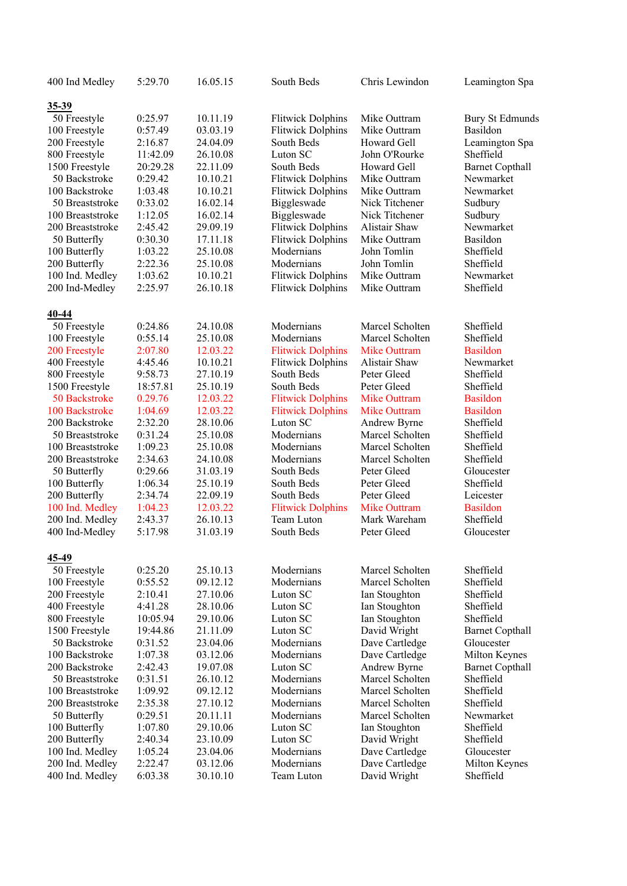| | | | | | |
|---|---|---|---|---|---|
| 400 Ind Medley | 5:29.70 | 16.05.15 | South Beds | Chris Lewindon | Leamington Spa |

### 35-39

| Event | Time | Date | Club | Name | Venue |
|---|---|---|---|---|---|
| 50 Freestyle | 0:25.97 | 10.11.19 | Flitwick Dolphins | Mike Outtram | Bury St Edmunds |
| 100 Freestyle | 0:57.49 | 03.03.19 | Flitwick Dolphins | Mike Outtram | Basildon |
| 200 Freestyle | 2:16.87 | 24.04.09 | South Beds | Howard Gell | Leamington Spa |
| 800 Freestyle | 11:42.09 | 26.10.08 | Luton SC | John O'Rourke | Sheffield |
| 1500 Freestyle | 20:29.28 | 22.11.09 | South Beds | Howard Gell | Barnet Copthall |
| 50 Backstroke | 0:29.42 | 10.10.21 | Flitwick Dolphins | Mike Outtram | Newmarket |
| 100 Backstroke | 1:03.48 | 10.10.21 | Flitwick Dolphins | Mike Outtram | Newmarket |
| 50 Breaststroke | 0:33.02 | 16.02.14 | Biggleswade | Nick Titchener | Sudbury |
| 100 Breaststroke | 1:12.05 | 16.02.14 | Biggleswade | Nick Titchener | Sudbury |
| 200 Breaststroke | 2:45.42 | 29.09.19 | Flitwick Dolphins | Alistair Shaw | Newmarket |
| 50 Butterfly | 0:30.30 | 17.11.18 | Flitwick Dolphins | Mike Outtram | Basildon |
| 100 Butterfly | 1:03.22 | 25.10.08 | Modernians | John Tomlin | Sheffield |
| 200 Butterfly | 2:22.36 | 25.10.08 | Modernians | John Tomlin | Sheffield |
| 100 Ind. Medley | 1:03.62 | 10.10.21 | Flitwick Dolphins | Mike Outtram | Newmarket |
| 200 Ind-Medley | 2:25.97 | 26.10.18 | Flitwick Dolphins | Mike Outtram | Sheffield |

### 40-44

| Event | Time | Date | Club | Name | Venue |
|---|---|---|---|---|---|
| 50 Freestyle | 0:24.86 | 24.10.08 | Modernians | Marcel Scholten | Sheffield |
| 100 Freestyle | 0:55.14 | 25.10.08 | Modernians | Marcel Scholten | Sheffield |
| 200 Freestyle | 2:07.80 | 12.03.22 | Flitwick Dolphins | Mike Outtram | Basildon |
| 400 Freestyle | 4:45.46 | 10.10.21 | Flitwick Dolphins | Alistair Shaw | Newmarket |
| 800 Freestyle | 9:58.73 | 27.10.19 | South Beds | Peter Gleed | Sheffield |
| 1500 Freestyle | 18:57.81 | 25.10.19 | South Beds | Peter Gleed | Sheffield |
| 50 Backstroke | 0.29.76 | 12.03.22 | Flitwick Dolphins | Mike Outtram | Basildon |
| 100 Backstroke | 1:04.69 | 12.03.22 | Flitwick Dolphins | Mike Outtram | Basildon |
| 200 Backstroke | 2:32.20 | 28.10.06 | Luton SC | Andrew Byrne | Sheffield |
| 50 Breaststroke | 0:31.24 | 25.10.08 | Modernians | Marcel Scholten | Sheffield |
| 100 Breaststroke | 1:09.23 | 25.10.08 | Modernians | Marcel Scholten | Sheffield |
| 200 Breaststroke | 2:34.63 | 24.10.08 | Modernians | Marcel Scholten | Sheffield |
| 50 Butterfly | 0:29.66 | 31.03.19 | South Beds | Peter Gleed | Gloucester |
| 100 Butterfly | 1:06.34 | 25.10.19 | South Beds | Peter Gleed | Sheffield |
| 200 Butterfly | 2:34.74 | 22.09.19 | South Beds | Peter Gleed | Leicester |
| 100 Ind. Medley | 1:04.23 | 12.03.22 | Flitwick Dolphins | Mike Outtram | Basildon |
| 200 Ind. Medley | 2:43.37 | 26.10.13 | Team Luton | Mark Wareham | Sheffield |
| 400 Ind-Medley | 5:17.98 | 31.03.19 | South Beds | Peter Gleed | Gloucester |

### 45-49

| Event | Time | Date | Club | Name | Venue |
|---|---|---|---|---|---|
| 50 Freestyle | 0:25.20 | 25.10.13 | Modernians | Marcel Scholten | Sheffield |
| 100 Freestyle | 0:55.52 | 09.12.12 | Modernians | Marcel Scholten | Sheffield |
| 200 Freestyle | 2:10.41 | 27.10.06 | Luton SC | Ian Stoughton | Sheffield |
| 400 Freestyle | 4:41.28 | 28.10.06 | Luton SC | Ian Stoughton | Sheffield |
| 800 Freestyle | 10:05.94 | 29.10.06 | Luton SC | Ian Stoughton | Sheffield |
| 1500 Freestyle | 19:44.86 | 21.11.09 | Luton SC | David Wright | Barnet Copthall |
| 50 Backstroke | 0:31.52 | 23.04.06 | Modernians | Dave Cartledge | Gloucester |
| 100 Backstroke | 1:07.38 | 03.12.06 | Modernians | Dave Cartledge | Milton Keynes |
| 200 Backstroke | 2:42.43 | 19.07.08 | Luton SC | Andrew Byrne | Barnet Copthall |
| 50 Breaststroke | 0:31.51 | 26.10.12 | Modernians | Marcel Scholten | Sheffield |
| 100 Breaststroke | 1:09.92 | 09.12.12 | Modernians | Marcel Scholten | Sheffield |
| 200 Breaststroke | 2:35.38 | 27.10.12 | Modernians | Marcel Scholten | Sheffield |
| 50 Butterfly | 0:29.51 | 20.11.11 | Modernians | Marcel Scholten | Newmarket |
| 100 Butterfly | 1:07.80 | 29.10.06 | Luton SC | Ian Stoughton | Sheffield |
| 200 Butterfly | 2:40.34 | 23.10.09 | Luton SC | David Wright | Sheffield |
| 100 Ind. Medley | 1:05.24 | 23.04.06 | Modernians | Dave Cartledge | Gloucester |
| 200 Ind. Medley | 2:22.47 | 03.12.06 | Modernians | Dave Cartledge | Milton Keynes |
| 400 Ind. Medley | 6:03.38 | 30.10.10 | Team Luton | David Wright | Sheffield |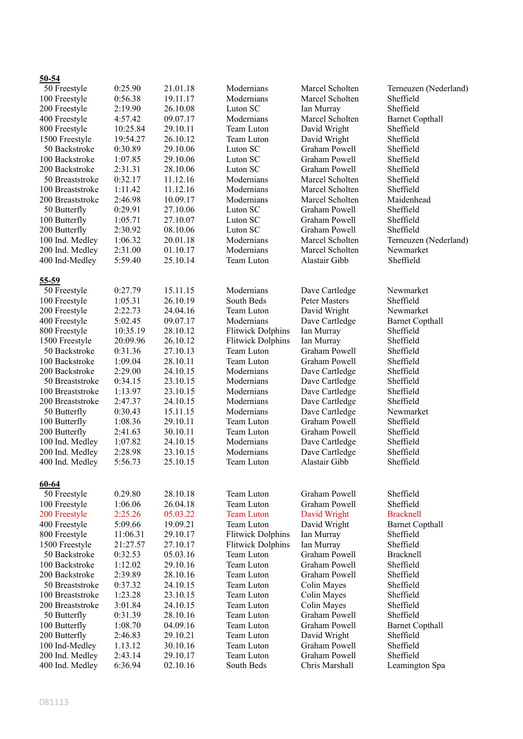**50-54**

| | | | | | |
|---|---|---|---|---|---|
| 50 Freestyle | 0:25.90 | 21.01.18 | Modernians | Marcel Scholten | Terneuzen (Nederland) |
| 100 Freestyle | 0:56.38 | 19.11.17 | Modernians | Marcel Scholten | Sheffield |
| 200 Freestyle | 2:19.90 | 26.10.08 | Luton SC | Ian Murray | Sheffield |
| 400 Freestyle | 4:57.42 | 09.07.17 | Modernians | Marcel Scholten | Barnet Copthall |
| 800 Freestyle | 10:25.84 | 29.10.11 | Team Luton | David Wright | Sheffield |
| 1500 Freestyle | 19:54.27 | 26.10.12 | Team Luton | David Wright | Sheffield |
| 50 Backstroke | 0:30.89 | 29.10.06 | Luton SC | Graham Powell | Sheffield |
| 100 Backstroke | 1:07.85 | 29.10.06 | Luton SC | Graham Powell | Sheffield |
| 200 Backstroke | 2:31.31 | 28.10.06 | Luton SC | Graham Powell | Sheffield |
| 50 Breaststroke | 0:32.17 | 11.12.16 | Modernians | Marcel Scholten | Sheffield |
| 100 Breaststroke | 1:11.42 | 11.12.16 | Modernians | Marcel Scholten | Sheffield |
| 200 Breaststroke | 2:46.98 | 10.09.17 | Modernians | Marcel Scholten | Maidenhead |
| 50 Butterfly | 0:29.91 | 27.10.06 | Luton SC | Graham Powell | Sheffield |
| 100 Butterfly | 1:05.71 | 27.10.07 | Luton SC | Graham Powell | Sheffield |
| 200 Butterfly | 2:30.92 | 08.10.06 | Luton SC | Graham Powell | Sheffield |
| 100 Ind. Medley | 1:06.32 | 20.01.18 | Modernians | Marcel Scholten | Terneuzen (Nederland) |
| 200 Ind. Medley | 2:31.00 | 01.10.17 | Modernians | Marcel Scholten | Newmarket |
| 400 Ind-Medley | 5:59.40 | 25.10.14 | Team Luton | Alastair Gibb | Sheffield |

**55-59**

| | | | | | |
|---|---|---|---|---|---|
| 50 Freestyle | 0:27.79 | 15.11.15 | Modernians | Dave Cartledge | Newmarket |
| 100 Freestyle | 1:05.31 | 26.10.19 | South Beds | Peter Masters | Sheffield |
| 200 Freestyle | 2:22.73 | 24.04.16 | Team Luton | David Wright | Newmarket |
| 400 Freestyle | 5:02.45 | 09.07.17 | Modernians | Dave Cartledge | Barnet Copthall |
| 800 Freestyle | 10:35.19 | 28.10.12 | Flitwick Dolphins | Ian Murray | Sheffield |
| 1500 Freestyle | 20:09.96 | 26.10.12 | Flitwick Dolphins | Ian Murray | Sheffield |
| 50 Backstroke | 0:31.36 | 27.10.13 | Team Luton | Graham Powell | Sheffield |
| 100 Backstroke | 1:09.04 | 28.10.11 | Team Luton | Graham Powell | Sheffield |
| 200 Backstroke | 2:29.00 | 24.10.15 | Modernians | Dave Cartledge | Sheffield |
| 50 Breaststroke | 0:34.15 | 23.10.15 | Modernians | Dave Cartledge | Sheffield |
| 100 Breaststroke | 1:13.97 | 23.10.15 | Modernians | Dave Cartledge | Sheffield |
| 200 Breaststroke | 2:47.37 | 24.10.15 | Modernians | Dave Cartledge | Sheffield |
| 50 Butterfly | 0:30.43 | 15.11.15 | Modernians | Dave Cartledge | Newmarket |
| 100 Butterfly | 1:08.36 | 29.10.11 | Team Luton | Graham Powell | Sheffield |
| 200 Butterfly | 2:41.63 | 30.10.11 | Team Luton | Graham Powell | Sheffield |
| 100 Ind. Medley | 1:07.82 | 24.10.15 | Modernians | Dave Cartledge | Sheffield |
| 200 Ind. Medley | 2:28.98 | 23.10.15 | Modernians | Dave Cartledge | Sheffield |
| 400 Ind. Medley | 5:56.73 | 25.10.15 | Team Luton | Alastair Gibb | Sheffield |

**60-64**

| | | | | | |
|---|---|---|---|---|---|
| 50 Freestyle | 0.29.80 | 28.10.18 | Team Luton | Graham Powell | Sheffield |
| 100 Freestyle | 1:06.06 | 26.04.18 | Team Luton | Graham Powell | Sheffield |
| 200 Freestyle | 2:25.26 | 05.03.22 | Team Luton | David Wright | Bracknell |
| 400 Freestyle | 5:09.66 | 19.09.21 | Team Luton | David Wright | Barnet Copthall |
| 800 Freestyle | 11:06.31 | 29.10.17 | Flitwick Dolphins | Ian Murray | Sheffield |
| 1500 Freestyle | 21:27.57 | 27.10.17 | Flitwick Dolphins | Ian Murray | Sheffield |
| 50 Backstroke | 0:32.53 | 05.03.16 | Team Luton | Graham Powell | Bracknell |
| 100 Backstroke | 1:12.02 | 29.10.16 | Team Luton | Graham Powell | Sheffield |
| 200 Backstroke | 2:39.89 | 28.10.16 | Team Luton | Graham Powell | Sheffield |
| 50 Breaststroke | 0:37.32 | 24.10.15 | Team Luton | Colin Mayes | Sheffield |
| 100 Breaststroke | 1:23.28 | 23.10.15 | Team Luton | Colin Mayes | Sheffield |
| 200 Breaststroke | 3:01.84 | 24.10.15 | Team Luton | Colin Mayes | Sheffield |
| 50 Butterfly | 0:31.39 | 28.10.16 | Team Luton | Graham Powell | Sheffield |
| 100 Butterfly | 1:08.70 | 04.09.16 | Team Luton | Graham Powell | Barnet Copthall |
| 200 Butterfly | 2:46.83 | 29.10.21 | Team Luton | David Wright | Sheffield |
| 100 Ind-Medley | 1.13.12 | 30.10.16 | Team Luton | Graham Powell | Sheffield |
| 200 Ind. Medley | 2:43.14 | 29.10.17 | Team Luton | Graham Powell | Sheffield |
| 400 Ind. Medley | 6:36.94 | 02.10.16 | South Beds | Chris Marshall | Leamington Spa |

081113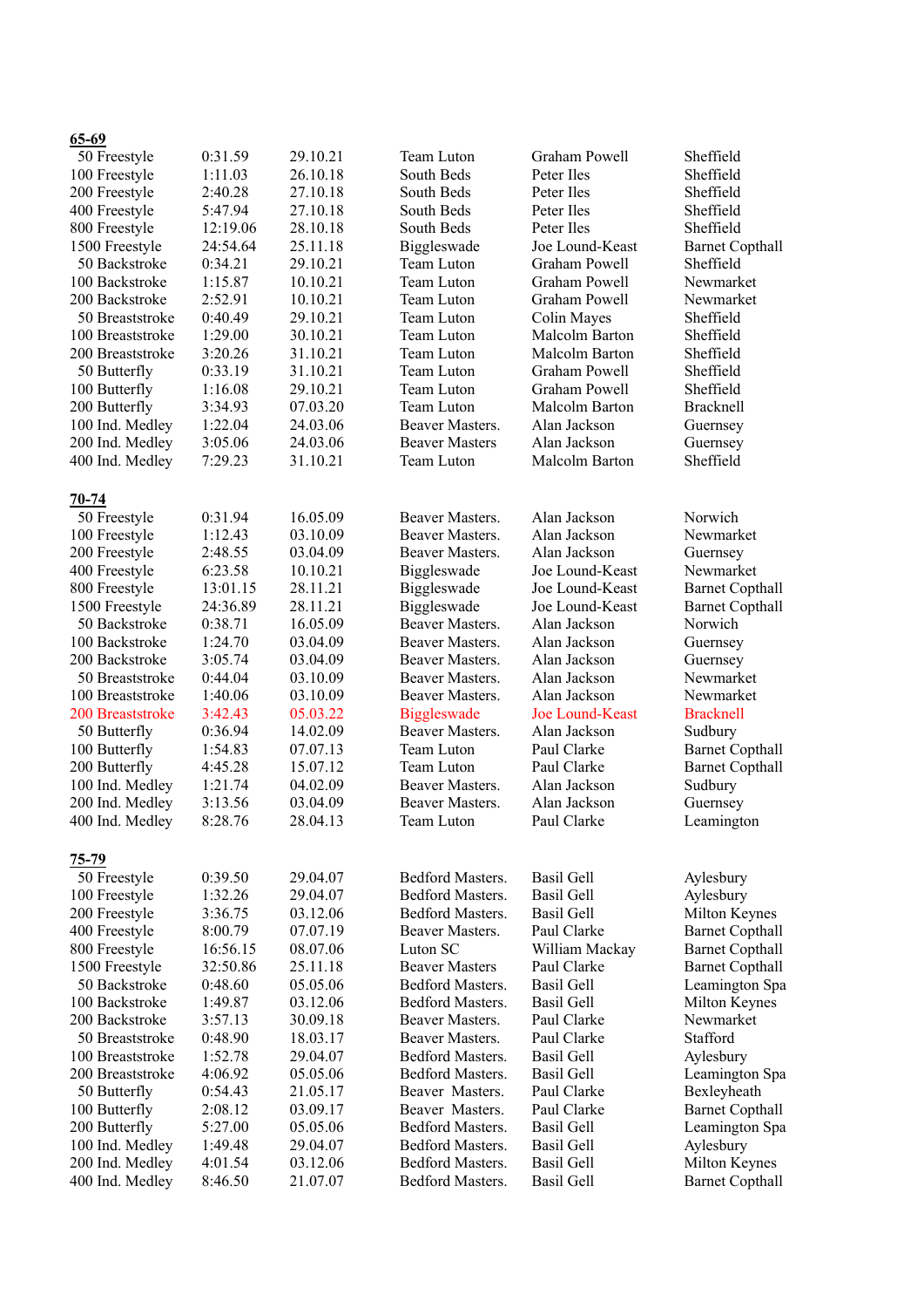**65-69**

| | | | | | |
|---|---|---|---|---|---|
| 50 Freestyle | 0:31.59 | 29.10.21 | Team Luton | Graham Powell | Sheffield |
| 100 Freestyle | 1:11.03 | 26.10.18 | South Beds | Peter Iles | Sheffield |
| 200 Freestyle | 2:40.28 | 27.10.18 | South Beds | Peter Iles | Sheffield |
| 400 Freestyle | 5:47.94 | 27.10.18 | South Beds | Peter Iles | Sheffield |
| 800 Freestyle | 12:19.06 | 28.10.18 | South Beds | Peter Iles | Sheffield |
| 1500 Freestyle | 24:54.64 | 25.11.18 | Biggleswade | Joe Lound-Keast | Barnet Copthall |
| 50 Backstroke | 0:34.21 | 29.10.21 | Team Luton | Graham Powell | Sheffield |
| 100 Backstroke | 1:15.87 | 10.10.21 | Team Luton | Graham Powell | Newmarket |
| 200 Backstroke | 2:52.91 | 10.10.21 | Team Luton | Graham Powell | Newmarket |
| 50 Breaststroke | 0:40.49 | 29.10.21 | Team Luton | Colin Mayes | Sheffield |
| 100 Breaststroke | 1:29.00 | 30.10.21 | Team Luton | Malcolm Barton | Sheffield |
| 200 Breaststroke | 3:20.26 | 31.10.21 | Team Luton | Malcolm Barton | Sheffield |
| 50 Butterfly | 0:33.19 | 31.10.21 | Team Luton | Graham Powell | Sheffield |
| 100 Butterfly | 1:16.08 | 29.10.21 | Team Luton | Graham Powell | Sheffield |
| 200 Butterfly | 3:34.93 | 07.03.20 | Team Luton | Malcolm Barton | Bracknell |
| 100 Ind. Medley | 1:22.04 | 24.03.06 | Beaver Masters. | Alan Jackson | Guernsey |
| 200 Ind. Medley | 3:05.06 | 24.03.06 | Beaver Masters | Alan Jackson | Guernsey |
| 400 Ind. Medley | 7:29.23 | 31.10.21 | Team Luton | Malcolm Barton | Sheffield |

**70-74**

| | | | | | |
|---|---|---|---|---|---|
| 50 Freestyle | 0:31.94 | 16.05.09 | Beaver Masters. | Alan Jackson | Norwich |
| 100 Freestyle | 1:12.43 | 03.10.09 | Beaver Masters. | Alan Jackson | Newmarket |
| 200 Freestyle | 2:48.55 | 03.04.09 | Beaver Masters. | Alan Jackson | Guernsey |
| 400 Freestyle | 6:23.58 | 10.10.21 | Biggleswade | Joe Lound-Keast | Newmarket |
| 800 Freestyle | 13:01.15 | 28.11.21 | Biggleswade | Joe Lound-Keast | Barnet Copthall |
| 1500 Freestyle | 24:36.89 | 28.11.21 | Biggleswade | Joe Lound-Keast | Barnet Copthall |
| 50 Backstroke | 0:38.71 | 16.05.09 | Beaver Masters. | Alan Jackson | Norwich |
| 100 Backstroke | 1:24.70 | 03.04.09 | Beaver Masters. | Alan Jackson | Guernsey |
| 200 Backstroke | 3:05.74 | 03.04.09 | Beaver Masters. | Alan Jackson | Guernsey |
| 50 Breaststroke | 0:44.04 | 03.10.09 | Beaver Masters. | Alan Jackson | Newmarket |
| 100 Breaststroke | 1:40.06 | 03.10.09 | Beaver Masters. | Alan Jackson | Newmarket |
| 200 Breaststroke | 3:42.43 | 05.03.22 | Biggleswade | Joe Lound-Keast | Bracknell |
| 50 Butterfly | 0:36.94 | 14.02.09 | Beaver Masters. | Alan Jackson | Sudbury |
| 100 Butterfly | 1:54.83 | 07.07.13 | Team Luton | Paul Clarke | Barnet Copthall |
| 200 Butterfly | 4:45.28 | 15.07.12 | Team Luton | Paul Clarke | Barnet Copthall |
| 100 Ind. Medley | 1:21.74 | 04.02.09 | Beaver Masters. | Alan Jackson | Sudbury |
| 200 Ind. Medley | 3:13.56 | 03.04.09 | Beaver Masters. | Alan Jackson | Guernsey |
| 400 Ind. Medley | 8:28.76 | 28.04.13 | Team Luton | Paul Clarke | Leamington |

**75-79**

| | | | | | |
|---|---|---|---|---|---|
| 50 Freestyle | 0:39.50 | 29.04.07 | Bedford Masters. | Basil Gell | Aylesbury |
| 100 Freestyle | 1:32.26 | 29.04.07 | Bedford Masters. | Basil Gell | Aylesbury |
| 200 Freestyle | 3:36.75 | 03.12.06 | Bedford Masters. | Basil Gell | Milton Keynes |
| 400 Freestyle | 8:00.79 | 07.07.19 | Beaver Masters. | Paul Clarke | Barnet Copthall |
| 800 Freestyle | 16:56.15 | 08.07.06 | Luton SC | William Mackay | Barnet Copthall |
| 1500 Freestyle | 32:50.86 | 25.11.18 | Beaver Masters | Paul Clarke | Barnet Copthall |
| 50 Backstroke | 0:48.60 | 05.05.06 | Bedford Masters. | Basil Gell | Leamington Spa |
| 100 Backstroke | 1:49.87 | 03.12.06 | Bedford Masters. | Basil Gell | Milton Keynes |
| 200 Backstroke | 3:57.13 | 30.09.18 | Beaver Masters. | Paul Clarke | Newmarket |
| 50 Breaststroke | 0:48.90 | 18.03.17 | Beaver Masters. | Paul Clarke | Stafford |
| 100 Breaststroke | 1:52.78 | 29.04.07 | Bedford Masters. | Basil Gell | Aylesbury |
| 200 Breaststroke | 4:06.92 | 05.05.06 | Bedford Masters. | Basil Gell | Leamington Spa |
| 50 Butterfly | 0:54.43 | 21.05.17 | Beaver Masters. | Paul Clarke | Bexleyheath |
| 100 Butterfly | 2:08.12 | 03.09.17 | Beaver Masters. | Paul Clarke | Barnet Copthall |
| 200 Butterfly | 5:27.00 | 05.05.06 | Bedford Masters. | Basil Gell | Leamington Spa |
| 100 Ind. Medley | 1:49.48 | 29.04.07 | Bedford Masters. | Basil Gell | Aylesbury |
| 200 Ind. Medley | 4:01.54 | 03.12.06 | Bedford Masters. | Basil Gell | Milton Keynes |
| 400 Ind. Medley | 8:46.50 | 21.07.07 | Bedford Masters. | Basil Gell | Barnet Copthall |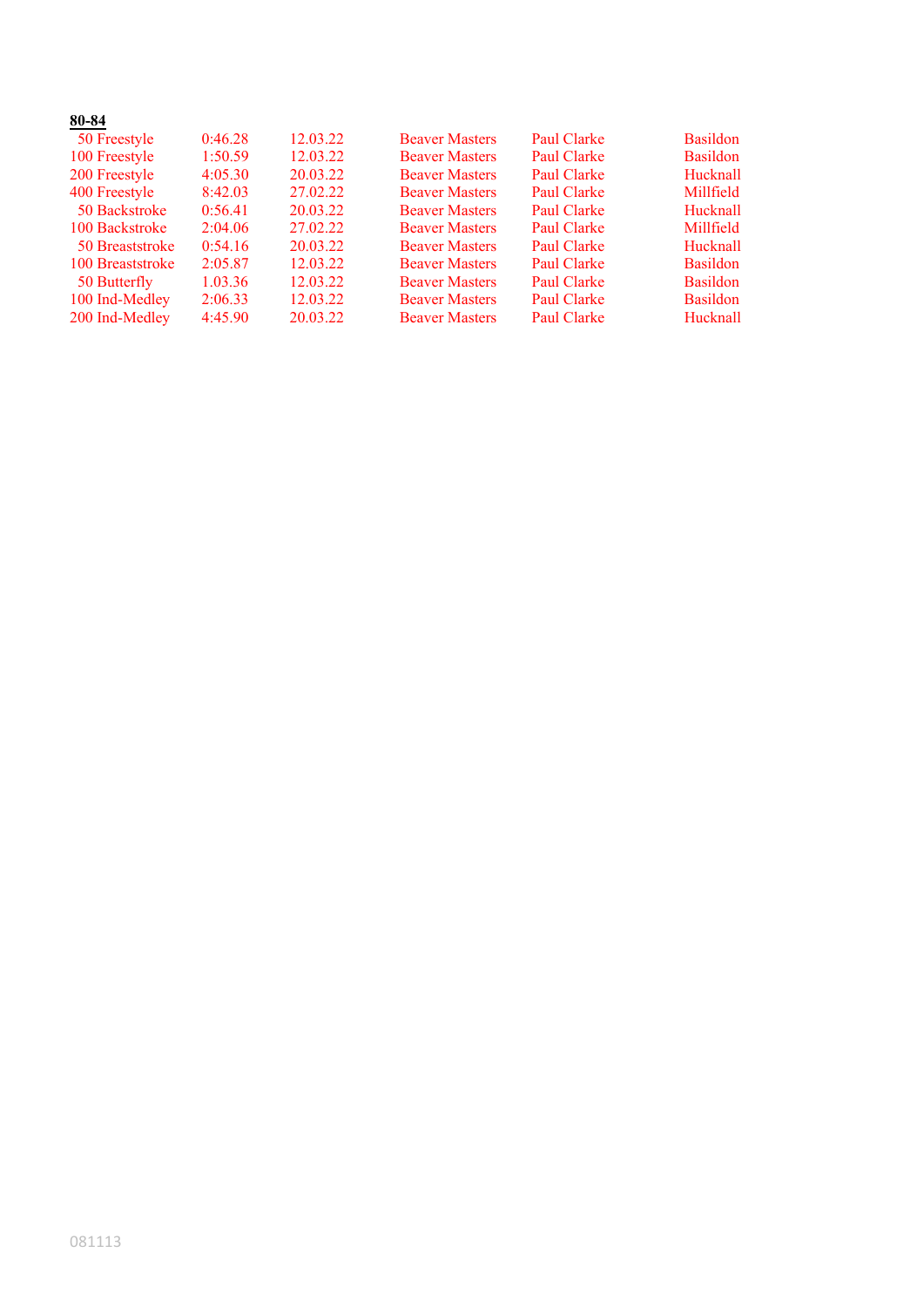**80-84**

| | | | | | |
|---|---|---|---|---|---|
| 50 Freestyle | 0:46.28 | 12.03.22 | Beaver Masters | Paul Clarke | Basildon |
| 100 Freestyle | 1:50.59 | 12.03.22 | Beaver Masters | Paul Clarke | Basildon |
| 200 Freestyle | 4:05.30 | 20.03.22 | Beaver Masters | Paul Clarke | Hucknall |
| 400 Freestyle | 8:42.03 | 27.02.22 | Beaver Masters | Paul Clarke | Millfield |
| 50 Backstroke | 0:56.41 | 20.03.22 | Beaver Masters | Paul Clarke | Hucknall |
| 100 Backstroke | 2:04.06 | 27.02.22 | Beaver Masters | Paul Clarke | Millfield |
| 50 Breaststroke | 0:54.16 | 20.03.22 | Beaver Masters | Paul Clarke | Hucknall |
| 100 Breaststroke | 2:05.87 | 12.03.22 | Beaver Masters | Paul Clarke | Basildon |
| 50 Butterfly | 1.03.36 | 12.03.22 | Beaver Masters | Paul Clarke | Basildon |
| 100 Ind-Medley | 2:06.33 | 12.03.22 | Beaver Masters | Paul Clarke | Basildon |
| 200 Ind-Medley | 4:45.90 | 20.03.22 | Beaver Masters | Paul Clarke | Hucknall |

081113